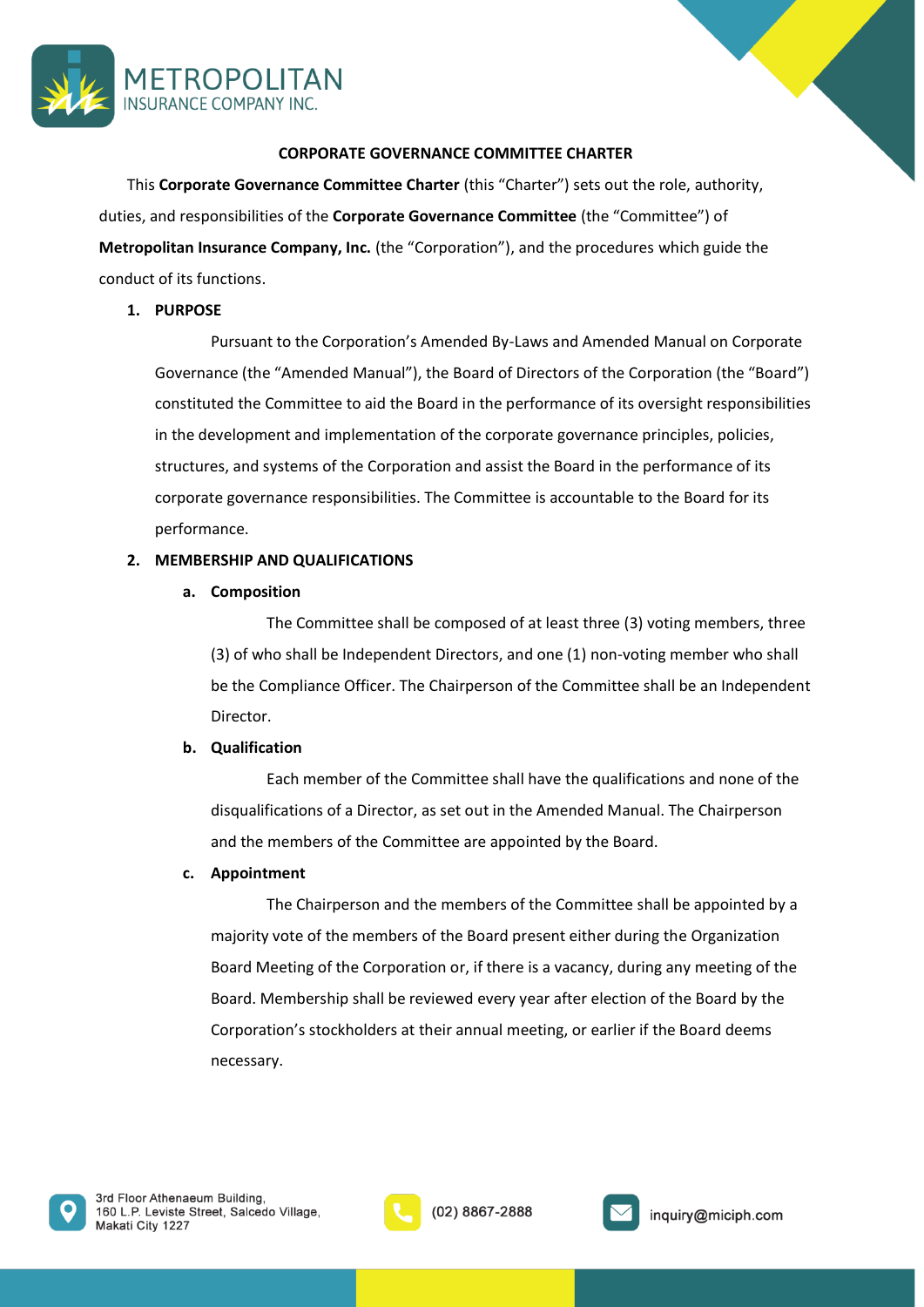# CORPORATE GOVERNANCE COMMITTEE CHARTER

This **Corporate Governance Committee Charter** (this "Charter") sets out the role, authority, duties, and responsibilities of the **Corporate Governance Committee** (the "Committee") of **Metropolitan Insurance Company, Inc.** (the "Corporation"), and the procedures which guide the conduct of its functions.

## 1. PURPOSE

Pursuant to the Corporation's Amended By-Laws and Amended Manual on Corporate Governance (the "Amended Manual"), the Board of Directors of the Corporation (the "Board") constituted the Committee to aid the Board in the performance of its oversight responsibilities in the development and implementation of the corporate governance principles, policies, structures, and systems of the Corporation and assist the Board in the performance of its corporate governance responsibilities. The Committee is accountable to the Board for its performance.

## 2. MEMBERSHIP AND QUALIFICATIONS

### a. Composition

The Committee shall be composed of at least three (3) voting members, three (3) of who shall be Independent Directors, and one (1) non-voting member who shall be the Compliance Officer. The Chairperson of the Committee shall be an Independent Director.

### b. Qualification

Each member of the Committee shall have the qualifications and none of the disqualifications of a Director, as set out in the Amended Manual. The Chairperson and the members of the Committee are appointed by the Board.

### c. Appointment

The Chairperson and the members of the Committee shall be appointed by a majority vote of the members of the Board present either during the Organization Board Meeting of the Corporation or, if there is a vacancy, during any meeting of the Board. Membership shall be reviewed every year after election of the Board by the Corporation's stockholders at their annual meeting, or earlier if the Board deems necessary.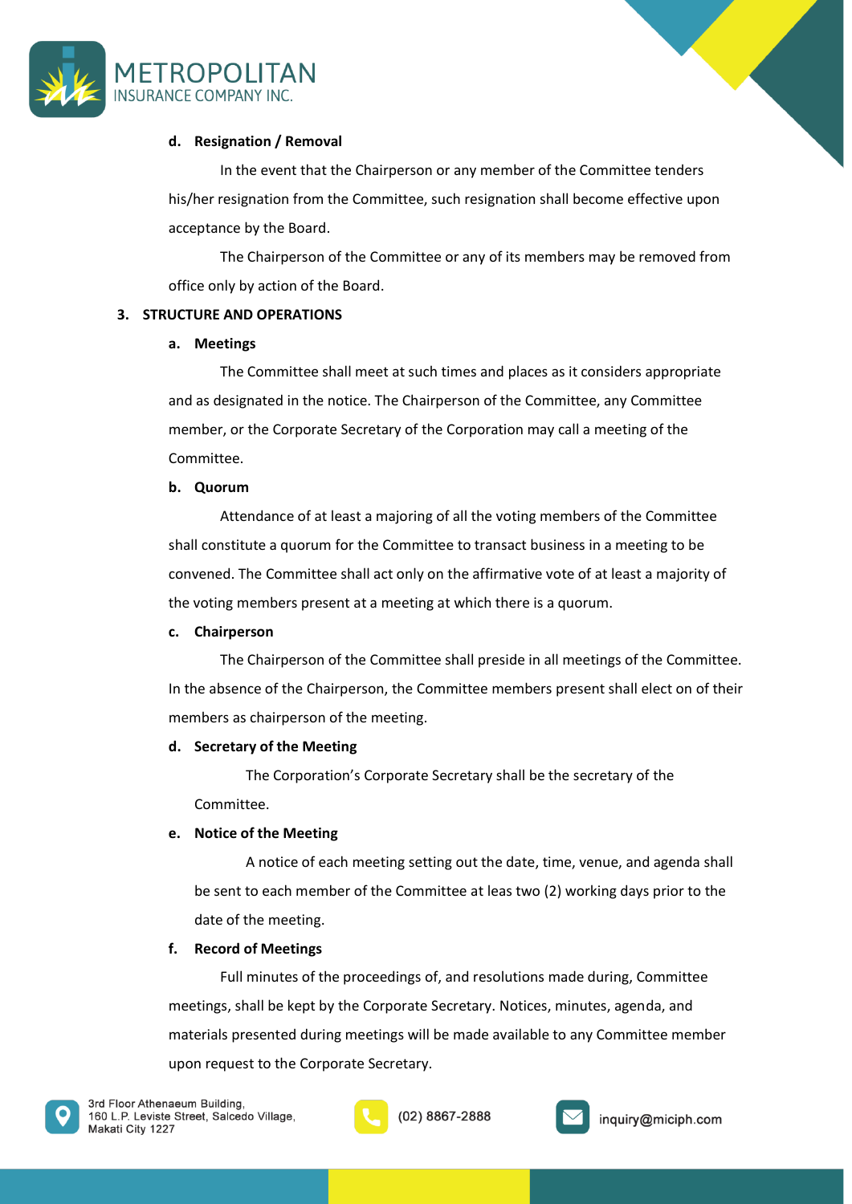**d. Resignation / Removal**

In the event that the Chairperson or any member of the Committee tenders his/her resignation from the Committee, such resignation shall become effective upon acceptance by the Board.

The Chairperson of the Committee or any of its members may be removed from office only by action of the Board.

**3. STRUCTURE AND OPERATIONS**

**a. Meetings**

The Committee shall meet at such times and places as it considers appropriate and as designated in the notice. The Chairperson of the Committee, any Committee member, or the Corporate Secretary of the Corporation may call a meeting of the Committee.

**b. Quorum**

Attendance of at least a majoring of all the voting members of the Committee shall constitute a quorum for the Committee to transact business in a meeting to be convened. The Committee shall act only on the affirmative vote of at least a majority of the voting members present at a meeting at which there is a quorum.

**c. Chairperson**

The Chairperson of the Committee shall preside in all meetings of the Committee. In the absence of the Chairperson, the Committee members present shall elect on of their members as chairperson of the meeting.

**d. Secretary of the Meeting**

The Corporation's Corporate Secretary shall be the secretary of the Committee.

**e. Notice of the Meeting**

A notice of each meeting setting out the date, time, venue, and agenda shall be sent to each member of the Committee at leas two (2) working days prior to the date of the meeting.

**f. Record of Meetings**

Full minutes of the proceedings of, and resolutions made during, Committee meetings, shall be kept by the Corporate Secretary. Notices, minutes, agenda, and materials presented during meetings will be made available to any Committee member upon request to the Corporate Secretary.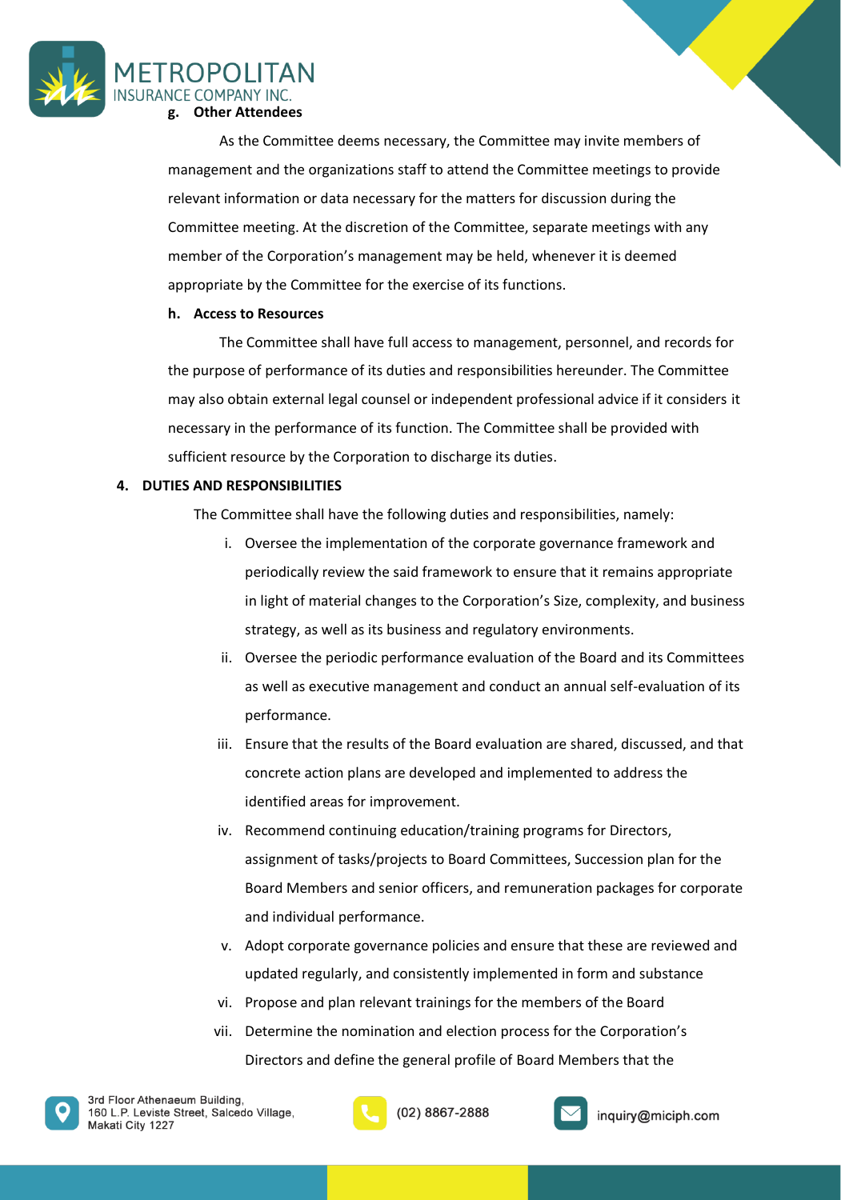**g. Other Attendees**

As the Committee deems necessary, the Committee may invite members of management and the organizations staff to attend the Committee meetings to provide relevant information or data necessary for the matters for discussion during the Committee meeting. At the discretion of the Committee, separate meetings with any member of the Corporation's management may be held, whenever it is deemed appropriate by the Committee for the exercise of its functions.

**h. Access to Resources**

The Committee shall have full access to management, personnel, and records for the purpose of performance of its duties and responsibilities hereunder. The Committee may also obtain external legal counsel or independent professional advice if it considers it necessary in the performance of its function. The Committee shall be provided with sufficient resource by the Corporation to discharge its duties.

## 4. DUTIES AND RESPONSIBILITIES

The Committee shall have the following duties and responsibilities, namely:

i. Oversee the implementation of the corporate governance framework and periodically review the said framework to ensure that it remains appropriate in light of material changes to the Corporation's Size, complexity, and business strategy, as well as its business and regulatory environments.

ii. Oversee the periodic performance evaluation of the Board and its Committees as well as executive management and conduct an annual self-evaluation of its performance.

iii. Ensure that the results of the Board evaluation are shared, discussed, and that concrete action plans are developed and implemented to address the identified areas for improvement.

iv. Recommend continuing education/training programs for Directors, assignment of tasks/projects to Board Committees, Succession plan for the Board Members and senior officers, and remuneration packages for corporate and individual performance.

v. Adopt corporate governance policies and ensure that these are reviewed and updated regularly, and consistently implemented in form and substance

vi. Propose and plan relevant trainings for the members of the Board

vii. Determine the nomination and election process for the Corporation's Directors and define the general profile of Board Members that the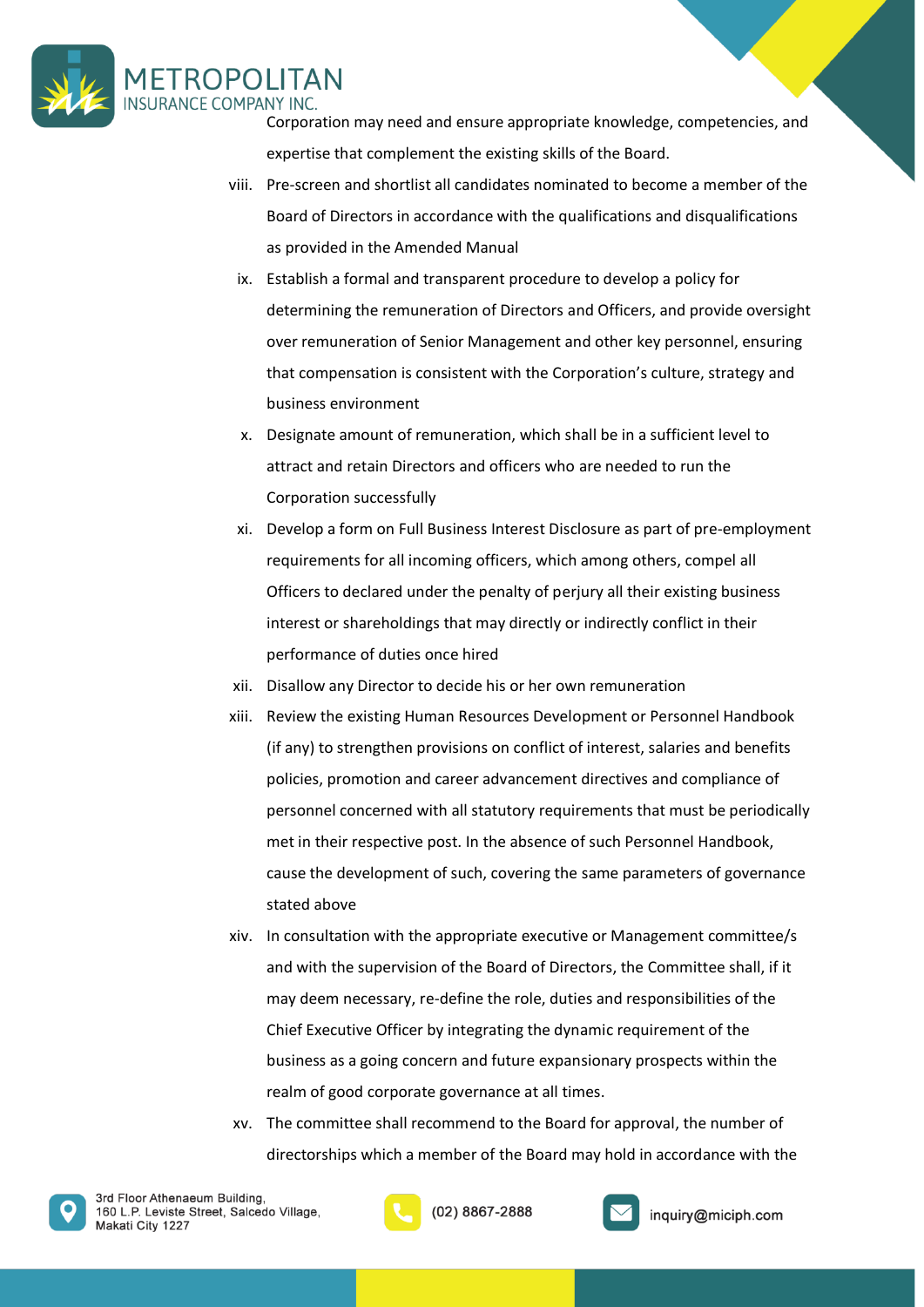Corporation may need and ensure appropriate knowledge, competencies, and expertise that complement the existing skills of the Board.

viii. Pre-screen and shortlist all candidates nominated to become a member of the Board of Directors in accordance with the qualifications and disqualifications as provided in the Amended Manual

ix. Establish a formal and transparent procedure to develop a policy for determining the remuneration of Directors and Officers, and provide oversight over remuneration of Senior Management and other key personnel, ensuring that compensation is consistent with the Corporation's culture, strategy and business environment

x. Designate amount of remuneration, which shall be in a sufficient level to attract and retain Directors and officers who are needed to run the Corporation successfully

xi. Develop a form on Full Business Interest Disclosure as part of pre-employment requirements for all incoming officers, which among others, compel all Officers to declared under the penalty of perjury all their existing business interest or shareholdings that may directly or indirectly conflict in their performance of duties once hired

xii. Disallow any Director to decide his or her own remuneration

xiii. Review the existing Human Resources Development or Personnel Handbook (if any) to strengthen provisions on conflict of interest, salaries and benefits policies, promotion and career advancement directives and compliance of personnel concerned with all statutory requirements that must be periodically met in their respective post. In the absence of such Personnel Handbook, cause the development of such, covering the same parameters of governance stated above

xiv. In consultation with the appropriate executive or Management committee/s and with the supervision of the Board of Directors, the Committee shall, if it may deem necessary, re-define the role, duties and responsibilities of the Chief Executive Officer by integrating the dynamic requirement of the business as a going concern and future expansionary prospects within the realm of good corporate governance at all times.

xv. The committee shall recommend to the Board for approval, the number of directorships which a member of the Board may hold in accordance with the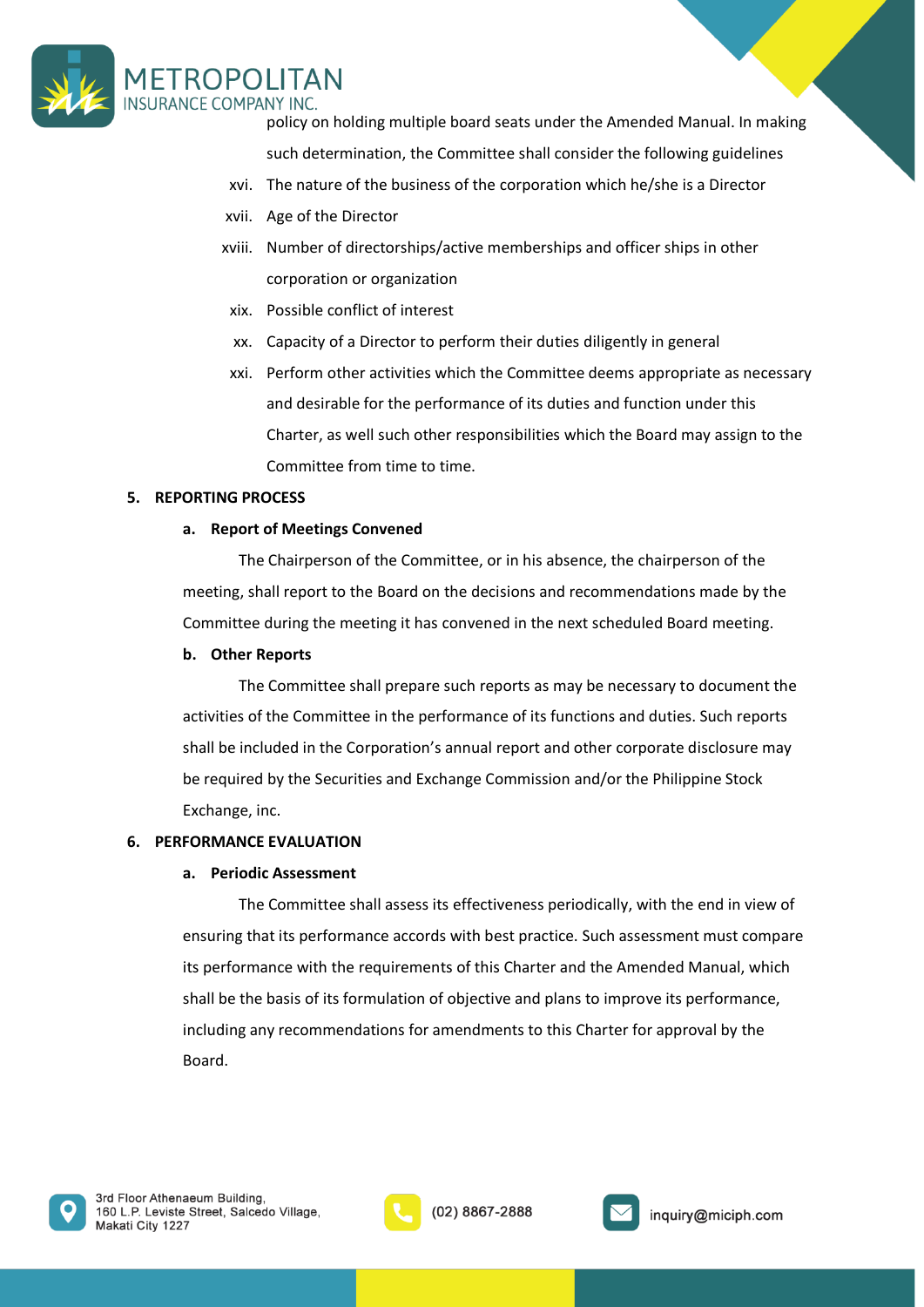policy on holding multiple board seats under the Amended Manual. In making such determination, the Committee shall consider the following guidelines

xvi. The nature of the business of the corporation which he/she is a Director

xvii. Age of the Director

xviii. Number of directorships/active memberships and officer ships in other corporation or organization

xix. Possible conflict of interest

xx. Capacity of a Director to perform their duties diligently in general

xxi. Perform other activities which the Committee deems appropriate as necessary and desirable for the performance of its duties and function under this Charter, as well such other responsibilities which the Board may assign to the Committee from time to time.

**5. REPORTING PROCESS**

**a. Report of Meetings Convened**

The Chairperson of the Committee, or in his absence, the chairperson of the meeting, shall report to the Board on the decisions and recommendations made by the Committee during the meeting it has convened in the next scheduled Board meeting.

**b. Other Reports**

The Committee shall prepare such reports as may be necessary to document the activities of the Committee in the performance of its functions and duties. Such reports shall be included in the Corporation's annual report and other corporate disclosure may be required by the Securities and Exchange Commission and/or the Philippine Stock Exchange, inc.

**6. PERFORMANCE EVALUATION**

**a. Periodic Assessment**

The Committee shall assess its effectiveness periodically, with the end in view of ensuring that its performance accords with best practice. Such assessment must compare its performance with the requirements of this Charter and the Amended Manual, which shall be the basis of its formulation of objective and plans to improve its performance, including any recommendations for amendments to this Charter for approval by the Board.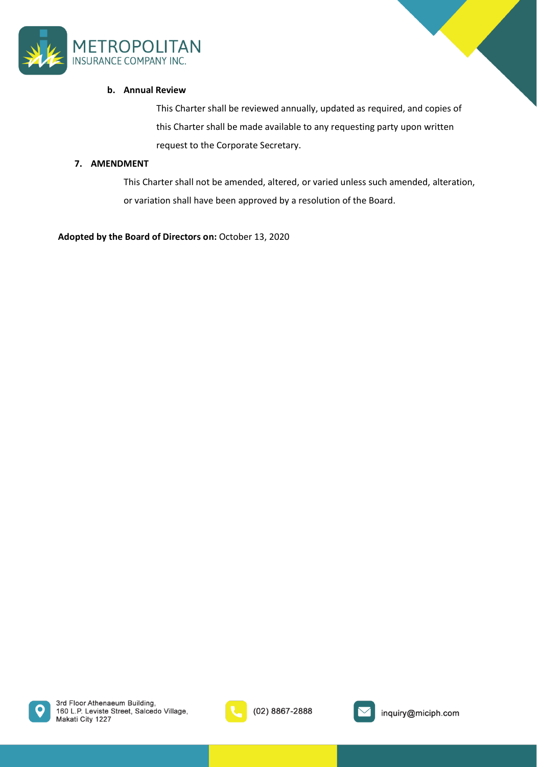**b. Annual Review**

This Charter shall be reviewed annually, updated as required, and copies of this Charter shall be made available to any requesting party upon written request to the Corporate Secretary.

## 7. AMENDMENT

This Charter shall not be amended, altered, or varied unless such amended, alteration, or variation shall have been approved by a resolution of the Board.

**Adopted by the Board of Directors on:** October 13, 2020